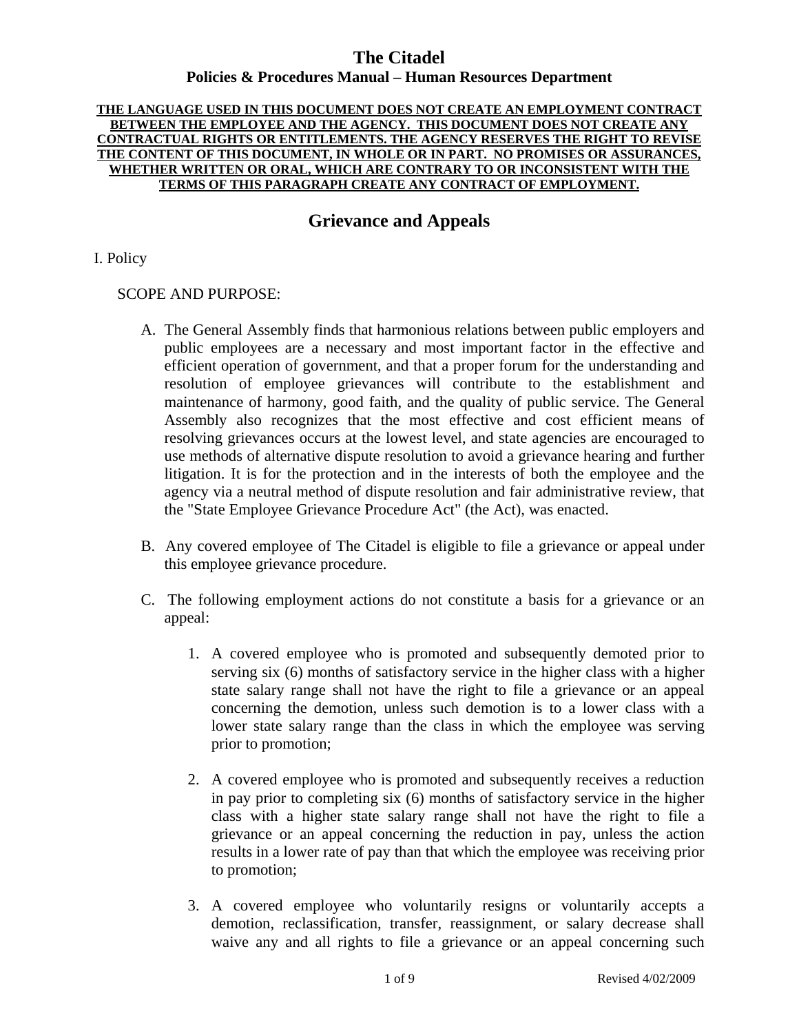# The Citadel

## Policies & Procedures Manual – Human Resources Department

**THE LANGUAGE USED IN THIS DOCUMENT DOES NOT CREATE AN EMPLOYMENT CONTRACT BETWEEN THE EMPLOYEE AND THE AGENCY. THIS DOCUMENT DOES NOT CREATE ANY CONTRACTUAL RIGHTS OR ENTITLEMENTS. THE AGENCY RESERVES THE RIGHT TO REVISE THE CONTENT OF THIS DOCUMENT, IN WHOLE OR IN PART. NO PROMISES OR ASSURANCES, WHETHER WRITTEN OR ORAL, WHICH ARE CONTRARY TO OR INCONSISTENT WITH THE TERMS OF THIS PARAGRAPH CREATE ANY CONTRACT OF EMPLOYMENT.**

## Grievance and Appeals

I. Policy

SCOPE AND PURPOSE:

A. The General Assembly finds that harmonious relations between public employers and public employees are a necessary and most important factor in the effective and efficient operation of government, and that a proper forum for the understanding and resolution of employee grievances will contribute to the establishment and maintenance of harmony, good faith, and the quality of public service. The General Assembly also recognizes that the most effective and cost efficient means of resolving grievances occurs at the lowest level, and state agencies are encouraged to use methods of alternative dispute resolution to avoid a grievance hearing and further litigation. It is for the protection and in the interests of both the employee and the agency via a neutral method of dispute resolution and fair administrative review, that the "State Employee Grievance Procedure Act" (the Act), was enacted.

B. Any covered employee of The Citadel is eligible to file a grievance or appeal under this employee grievance procedure.

C. The following employment actions do not constitute a basis for a grievance or an appeal:

1. A covered employee who is promoted and subsequently demoted prior to serving six (6) months of satisfactory service in the higher class with a higher state salary range shall not have the right to file a grievance or an appeal concerning the demotion, unless such demotion is to a lower class with a lower state salary range than the class in which the employee was serving prior to promotion;

2. A covered employee who is promoted and subsequently receives a reduction in pay prior to completing six (6) months of satisfactory service in the higher class with a higher state salary range shall not have the right to file a grievance or an appeal concerning the reduction in pay, unless the action results in a lower rate of pay than that which the employee was receiving prior to promotion;

3. A covered employee who voluntarily resigns or voluntarily accepts a demotion, reclassification, transfer, reassignment, or salary decrease shall waive any and all rights to file a grievance or an appeal concerning such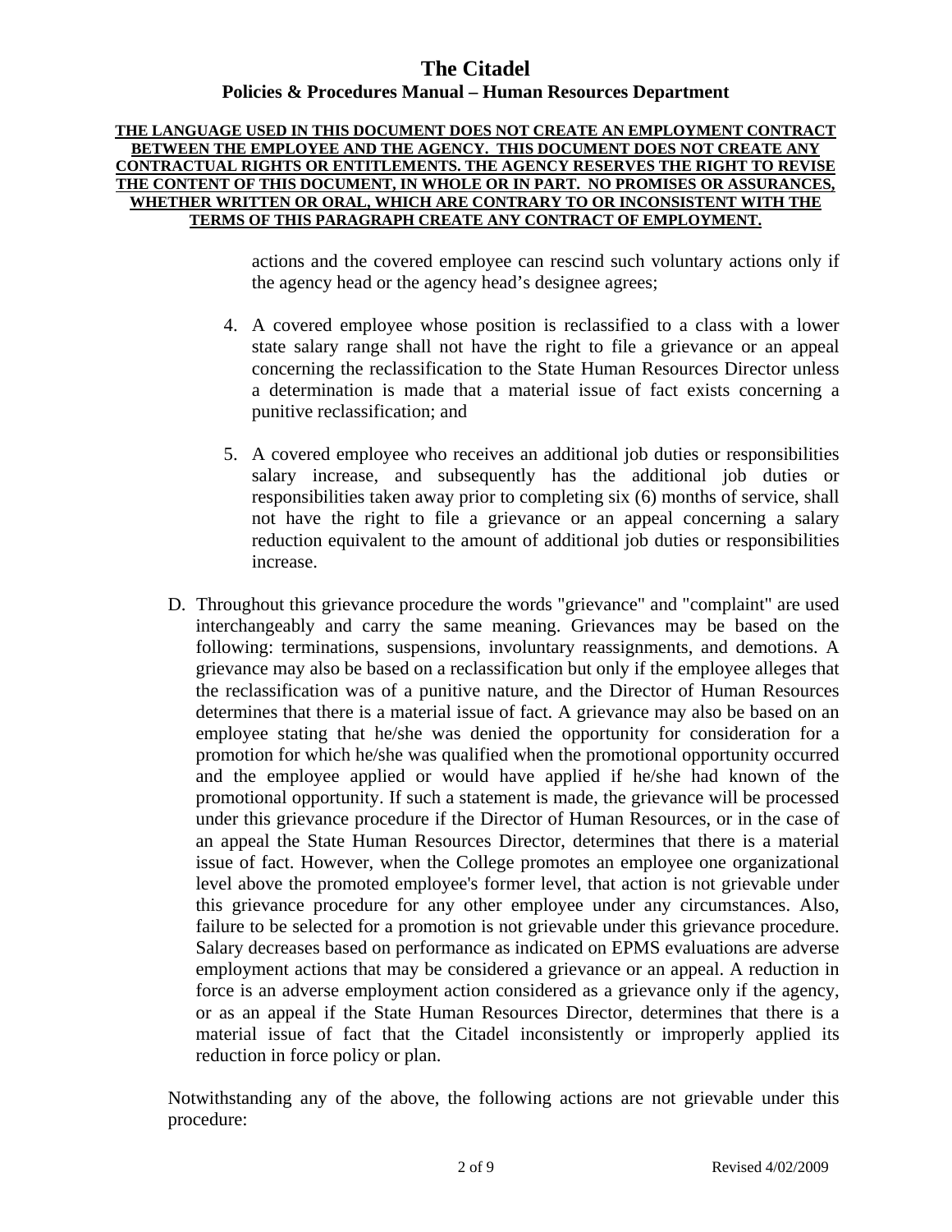actions and the covered employee can rescind such voluntary actions only if the agency head or the agency head's designee agrees;

4. A covered employee whose position is reclassified to a class with a lower state salary range shall not have the right to file a grievance or an appeal concerning the reclassification to the State Human Resources Director unless a determination is made that a material issue of fact exists concerning a punitive reclassification; and

5. A covered employee who receives an additional job duties or responsibilities salary increase, and subsequently has the additional job duties or responsibilities taken away prior to completing six (6) months of service, shall not have the right to file a grievance or an appeal concerning a salary reduction equivalent to the amount of additional job duties or responsibilities increase.

D. Throughout this grievance procedure the words "grievance" and "complaint" are used interchangeably and carry the same meaning. Grievances may be based on the following: terminations, suspensions, involuntary reassignments, and demotions. A grievance may also be based on a reclassification but only if the employee alleges that the reclassification was of a punitive nature, and the Director of Human Resources determines that there is a material issue of fact. A grievance may also be based on an employee stating that he/she was denied the opportunity for consideration for a promotion for which he/she was qualified when the promotional opportunity occurred and the employee applied or would have applied if he/she had known of the promotional opportunity. If such a statement is made, the grievance will be processed under this grievance procedure if the Director of Human Resources, or in the case of an appeal the State Human Resources Director, determines that there is a material issue of fact. However, when the College promotes an employee one organizational level above the promoted employee's former level, that action is not grievable under this grievance procedure for any other employee under any circumstances. Also, failure to be selected for a promotion is not grievable under this grievance procedure. Salary decreases based on performance as indicated on EPMS evaluations are adverse employment actions that may be considered a grievance or an appeal. A reduction in force is an adverse employment action considered as a grievance only if the agency, or as an appeal if the State Human Resources Director, determines that there is a material issue of fact that the Citadel inconsistently or improperly applied its reduction in force policy or plan.

Notwithstanding any of the above, the following actions are not grievable under this procedure: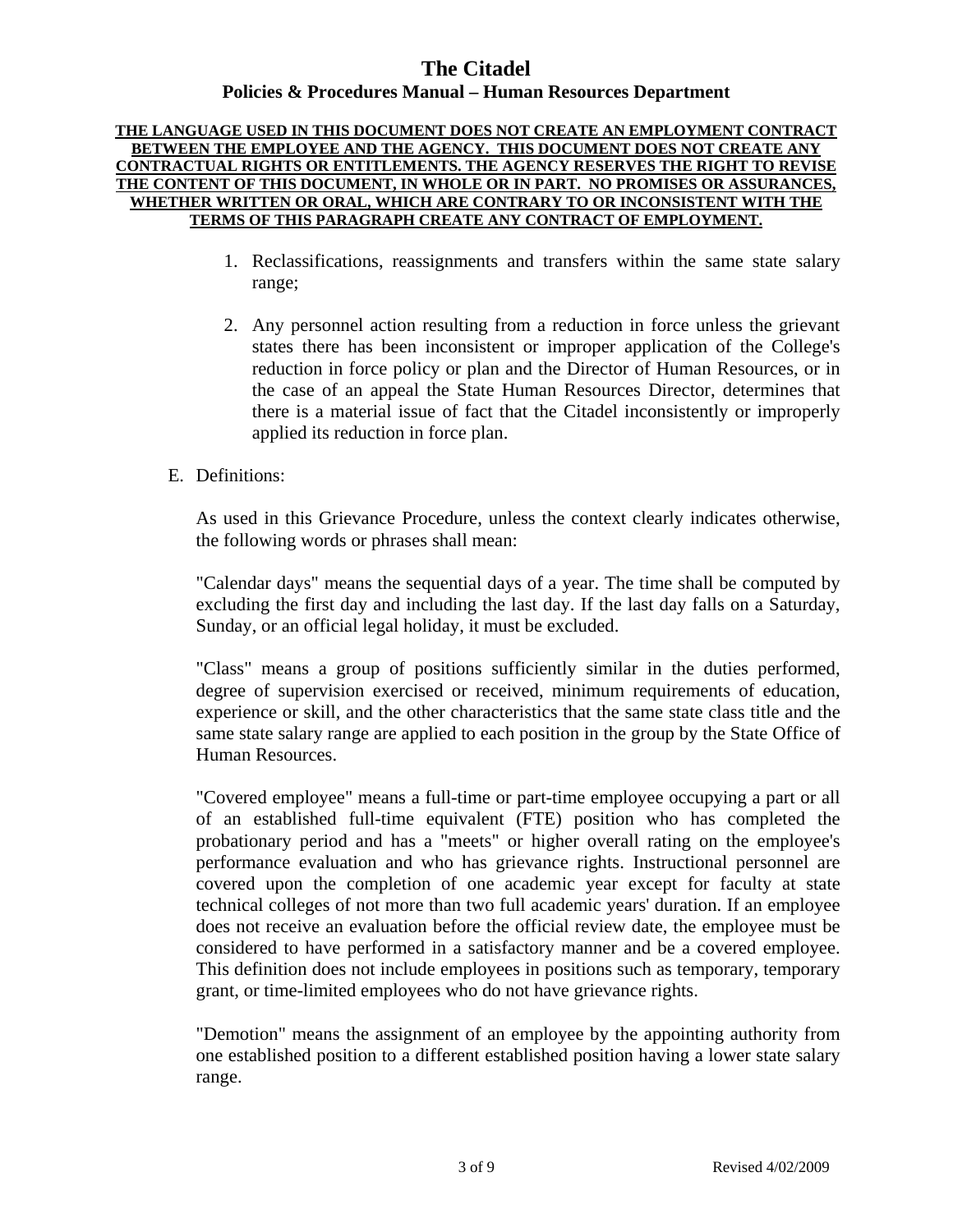1. Reclassifications, reassignments and transfers within the same state salary range;

2. Any personnel action resulting from a reduction in force unless the grievant states there has been inconsistent or improper application of the College's reduction in force policy or plan and the Director of Human Resources, or in the case of an appeal the State Human Resources Director, determines that there is a material issue of fact that the Citadel inconsistently or improperly applied its reduction in force plan.

E. Definitions:

As used in this Grievance Procedure, unless the context clearly indicates otherwise, the following words or phrases shall mean:

"Calendar days" means the sequential days of a year. The time shall be computed by excluding the first day and including the last day. If the last day falls on a Saturday, Sunday, or an official legal holiday, it must be excluded.

"Class" means a group of positions sufficiently similar in the duties performed, degree of supervision exercised or received, minimum requirements of education, experience or skill, and the other characteristics that the same state class title and the same state salary range are applied to each position in the group by the State Office of Human Resources.

"Covered employee" means a full-time or part-time employee occupying a part or all of an established full-time equivalent (FTE) position who has completed the probationary period and has a "meets" or higher overall rating on the employee's performance evaluation and who has grievance rights. Instructional personnel are covered upon the completion of one academic year except for faculty at state technical colleges of not more than two full academic years' duration. If an employee does not receive an evaluation before the official review date, the employee must be considered to have performed in a satisfactory manner and be a covered employee. This definition does not include employees in positions such as temporary, temporary grant, or time-limited employees who do not have grievance rights.

"Demotion" means the assignment of an employee by the appointing authority from one established position to a different established position having a lower state salary range.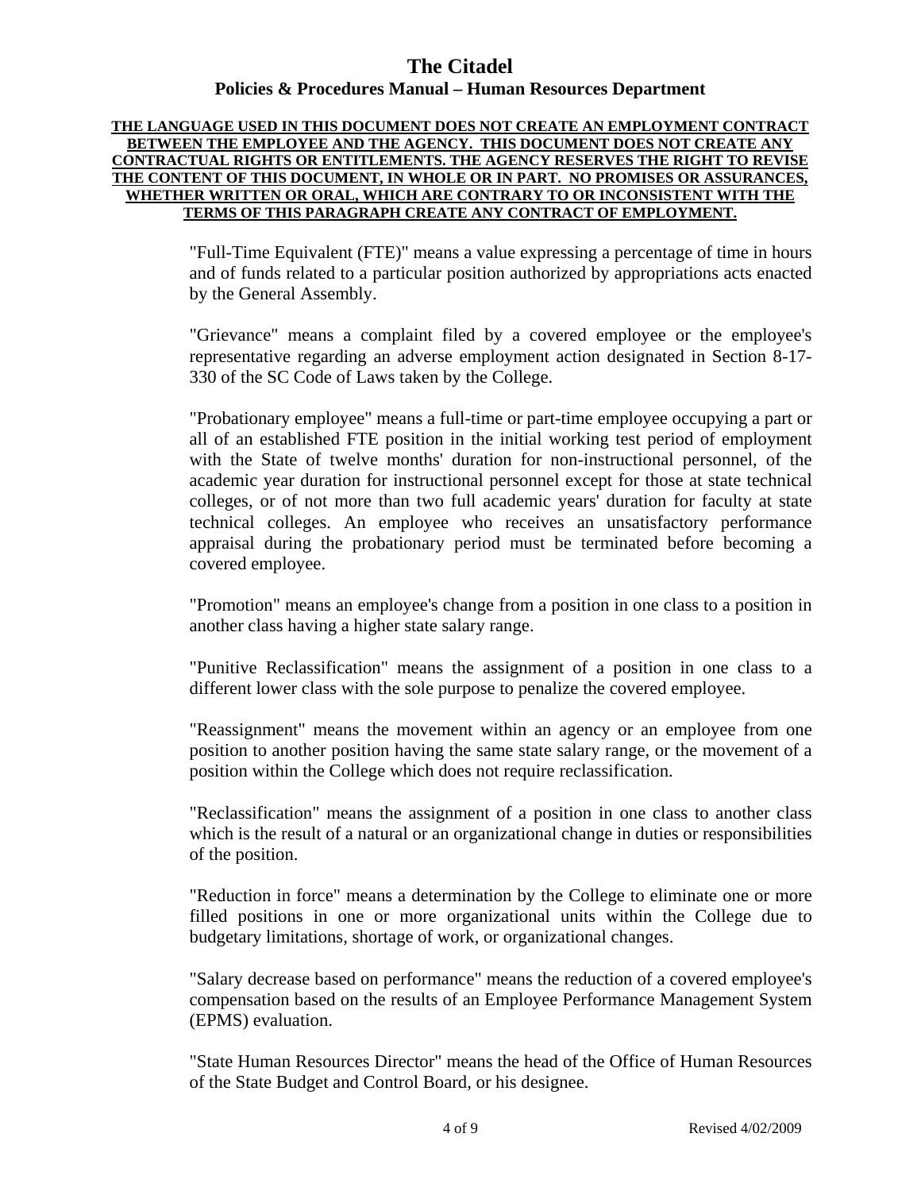**THE LANGUAGE USED IN THIS DOCUMENT DOES NOT CREATE AN EMPLOYMENT CONTRACT BETWEEN THE EMPLOYEE AND THE AGENCY. THIS DOCUMENT DOES NOT CREATE ANY CONTRACTUAL RIGHTS OR ENTITLEMENTS. THE AGENCY RESERVES THE RIGHT TO REVISE THE CONTENT OF THIS DOCUMENT, IN WHOLE OR IN PART. NO PROMISES OR ASSURANCES, WHETHER WRITTEN OR ORAL, WHICH ARE CONTRARY TO OR INCONSISTENT WITH THE TERMS OF THIS PARAGRAPH CREATE ANY CONTRACT OF EMPLOYMENT.**

"Full-Time Equivalent (FTE)" means a value expressing a percentage of time in hours and of funds related to a particular position authorized by appropriations acts enacted by the General Assembly.

"Grievance" means a complaint filed by a covered employee or the employee's representative regarding an adverse employment action designated in Section 8-17-330 of the SC Code of Laws taken by the College.

"Probationary employee" means a full-time or part-time employee occupying a part or all of an established FTE position in the initial working test period of employment with the State of twelve months' duration for non-instructional personnel, of the academic year duration for instructional personnel except for those at state technical colleges, or of not more than two full academic years' duration for faculty at state technical colleges. An employee who receives an unsatisfactory performance appraisal during the probationary period must be terminated before becoming a covered employee.

"Promotion" means an employee's change from a position in one class to a position in another class having a higher state salary range.

"Punitive Reclassification" means the assignment of a position in one class to a different lower class with the sole purpose to penalize the covered employee.

"Reassignment" means the movement within an agency or an employee from one position to another position having the same state salary range, or the movement of a position within the College which does not require reclassification.

"Reclassification" means the assignment of a position in one class to another class which is the result of a natural or an organizational change in duties or responsibilities of the position.

"Reduction in force" means a determination by the College to eliminate one or more filled positions in one or more organizational units within the College due to budgetary limitations, shortage of work, or organizational changes.

"Salary decrease based on performance" means the reduction of a covered employee's compensation based on the results of an Employee Performance Management System (EPMS) evaluation.

"State Human Resources Director" means the head of the Office of Human Resources of the State Budget and Control Board, or his designee.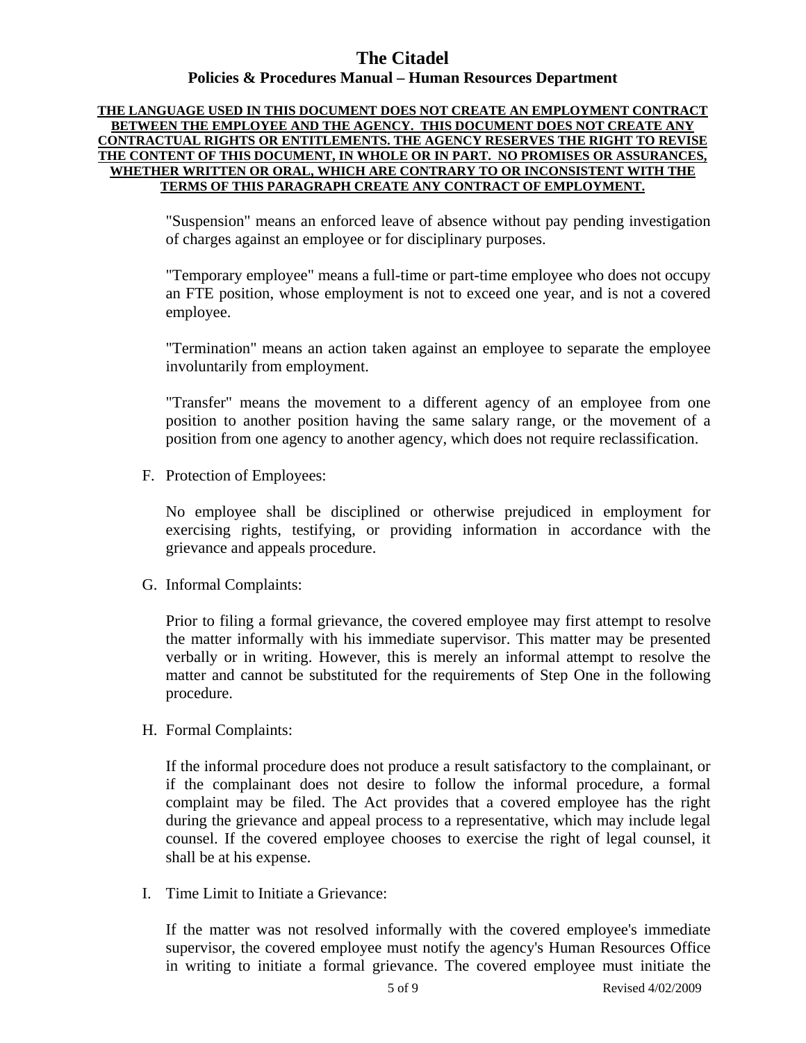**THE LANGUAGE USED IN THIS DOCUMENT DOES NOT CREATE AN EMPLOYMENT CONTRACT BETWEEN THE EMPLOYEE AND THE AGENCY. THIS DOCUMENT DOES NOT CREATE ANY CONTRACTUAL RIGHTS OR ENTITLEMENTS. THE AGENCY RESERVES THE RIGHT TO REVISE THE CONTENT OF THIS DOCUMENT, IN WHOLE OR IN PART. NO PROMISES OR ASSURANCES, WHETHER WRITTEN OR ORAL, WHICH ARE CONTRARY TO OR INCONSISTENT WITH THE TERMS OF THIS PARAGRAPH CREATE ANY CONTRACT OF EMPLOYMENT.**

"Suspension" means an enforced leave of absence without pay pending investigation of charges against an employee or for disciplinary purposes.

"Temporary employee" means a full-time or part-time employee who does not occupy an FTE position, whose employment is not to exceed one year, and is not a covered employee.

"Termination" means an action taken against an employee to separate the employee involuntarily from employment.

"Transfer" means the movement to a different agency of an employee from one position to another position having the same salary range, or the movement of a position from one agency to another agency, which does not require reclassification.

F. Protection of Employees:

No employee shall be disciplined or otherwise prejudiced in employment for exercising rights, testifying, or providing information in accordance with the grievance and appeals procedure.

G. Informal Complaints:

Prior to filing a formal grievance, the covered employee may first attempt to resolve the matter informally with his immediate supervisor. This matter may be presented verbally or in writing. However, this is merely an informal attempt to resolve the matter and cannot be substituted for the requirements of Step One in the following procedure.

H. Formal Complaints:

If the informal procedure does not produce a result satisfactory to the complainant, or if the complainant does not desire to follow the informal procedure, a formal complaint may be filed. The Act provides that a covered employee has the right during the grievance and appeal process to a representative, which may include legal counsel. If the covered employee chooses to exercise the right of legal counsel, it shall be at his expense.

I. Time Limit to Initiate a Grievance:

If the matter was not resolved informally with the covered employee's immediate supervisor, the covered employee must notify the agency's Human Resources Office in writing to initiate a formal grievance. The covered employee must initiate the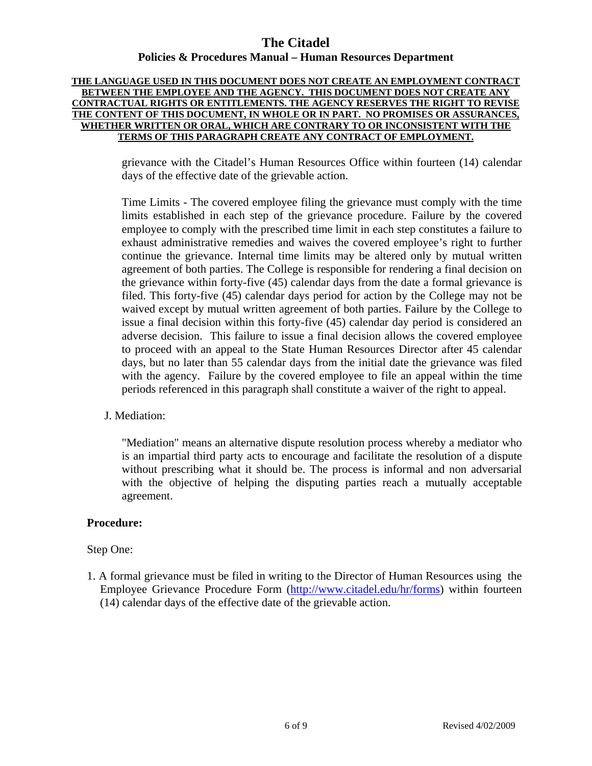grievance with the Citadel's Human Resources Office within fourteen (14) calendar days of the effective date of the grievable action.

Time Limits - The covered employee filing the grievance must comply with the time limits established in each step of the grievance procedure. Failure by the covered employee to comply with the prescribed time limit in each step constitutes a failure to exhaust administrative remedies and waives the covered employee's right to further continue the grievance. Internal time limits may be altered only by mutual written agreement of both parties. The College is responsible for rendering a final decision on the grievance within forty-five (45) calendar days from the date a formal grievance is filed. This forty-five (45) calendar days period for action by the College may not be waived except by mutual written agreement of both parties. Failure by the College to issue a final decision within this forty-five (45) calendar day period is considered an adverse decision. This failure to issue a final decision allows the covered employee to proceed with an appeal to the State Human Resources Director after 45 calendar days, but no later than 55 calendar days from the initial date the grievance was filed with the agency. Failure by the covered employee to file an appeal within the time periods referenced in this paragraph shall constitute a waiver of the right to appeal.

J. Mediation:

"Mediation" means an alternative dispute resolution process whereby a mediator who is an impartial third party acts to encourage and facilitate the resolution of a dispute without prescribing what it should be. The process is informal and non adversarial with the objective of helping the disputing parties reach a mutually acceptable agreement.

**Procedure:**

Step One:

1. A formal grievance must be filed in writing to the Director of Human Resources using the Employee Grievance Procedure Form (http://www.citadel.edu/hr/forms) within fourteen (14) calendar days of the effective date of the grievable action.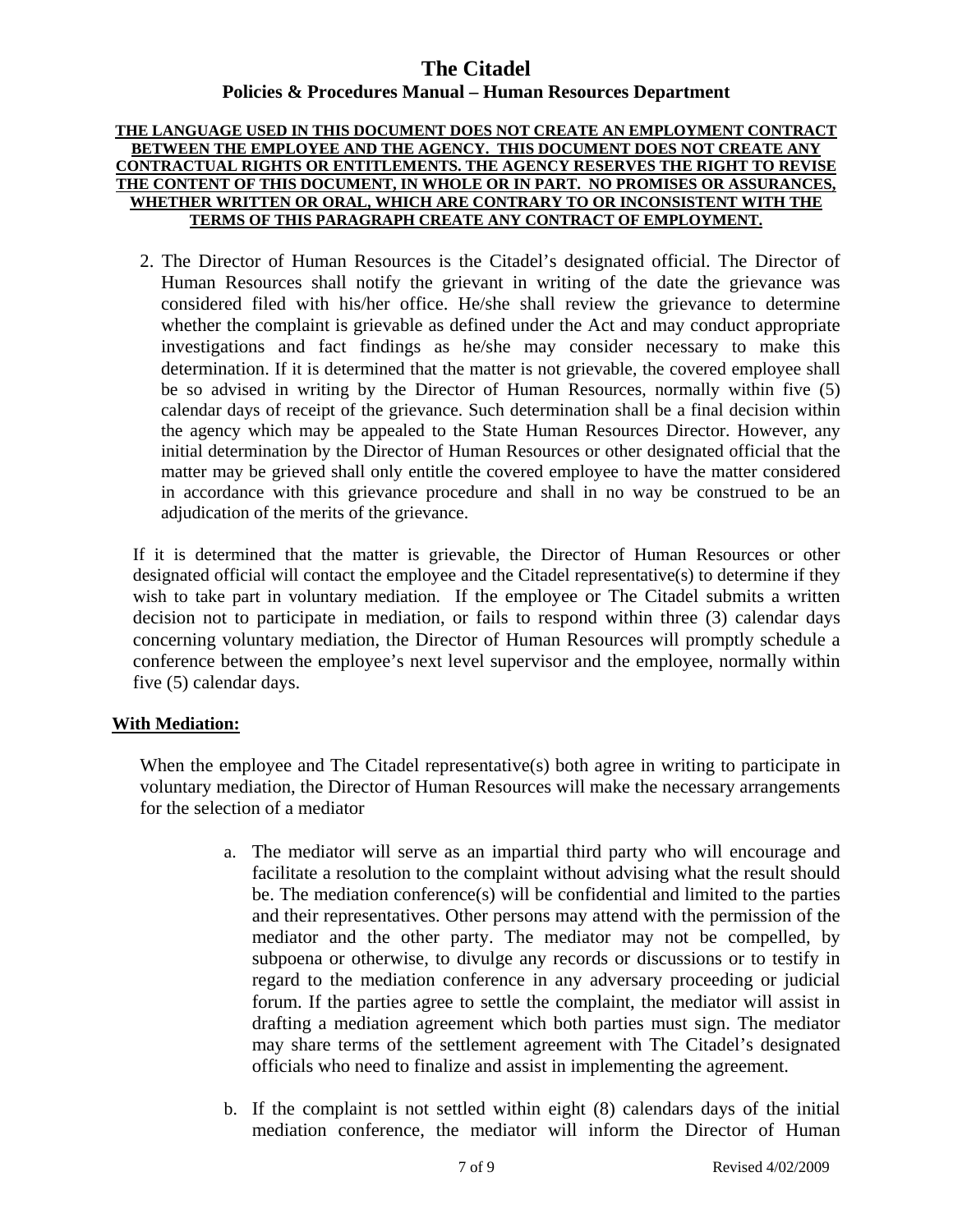**THE LANGUAGE USED IN THIS DOCUMENT DOES NOT CREATE AN EMPLOYMENT CONTRACT BETWEEN THE EMPLOYEE AND THE AGENCY. THIS DOCUMENT DOES NOT CREATE ANY CONTRACTUAL RIGHTS OR ENTITLEMENTS. THE AGENCY RESERVES THE RIGHT TO REVISE THE CONTENT OF THIS DOCUMENT, IN WHOLE OR IN PART. NO PROMISES OR ASSURANCES, WHETHER WRITTEN OR ORAL, WHICH ARE CONTRARY TO OR INCONSISTENT WITH THE TERMS OF THIS PARAGRAPH CREATE ANY CONTRACT OF EMPLOYMENT.**

2. The Director of Human Resources is the Citadel's designated official. The Director of Human Resources shall notify the grievant in writing of the date the grievance was considered filed with his/her office. He/she shall review the grievance to determine whether the complaint is grievable as defined under the Act and may conduct appropriate investigations and fact findings as he/she may consider necessary to make this determination. If it is determined that the matter is not grievable, the covered employee shall be so advised in writing by the Director of Human Resources, normally within five (5) calendar days of receipt of the grievance. Such determination shall be a final decision within the agency which may be appealed to the State Human Resources Director. However, any initial determination by the Director of Human Resources or other designated official that the matter may be grieved shall only entitle the covered employee to have the matter considered in accordance with this grievance procedure and shall in no way be construed to be an adjudication of the merits of the grievance.

If it is determined that the matter is grievable, the Director of Human Resources or other designated official will contact the employee and the Citadel representative(s) to determine if they wish to take part in voluntary mediation. If the employee or The Citadel submits a written decision not to participate in mediation, or fails to respond within three (3) calendar days concerning voluntary mediation, the Director of Human Resources will promptly schedule a conference between the employee's next level supervisor and the employee, normally within five (5) calendar days.

**With Mediation:**

When the employee and The Citadel representative(s) both agree in writing to participate in voluntary mediation, the Director of Human Resources will make the necessary arrangements for the selection of a mediator

a. The mediator will serve as an impartial third party who will encourage and facilitate a resolution to the complaint without advising what the result should be. The mediation conference(s) will be confidential and limited to the parties and their representatives. Other persons may attend with the permission of the mediator and the other party. The mediator may not be compelled, by subpoena or otherwise, to divulge any records or discussions or to testify in regard to the mediation conference in any adversary proceeding or judicial forum. If the parties agree to settle the complaint, the mediator will assist in drafting a mediation agreement which both parties must sign. The mediator may share terms of the settlement agreement with The Citadel's designated officials who need to finalize and assist in implementing the agreement.

b. If the complaint is not settled within eight (8) calendars days of the initial mediation conference, the mediator will inform the Director of Human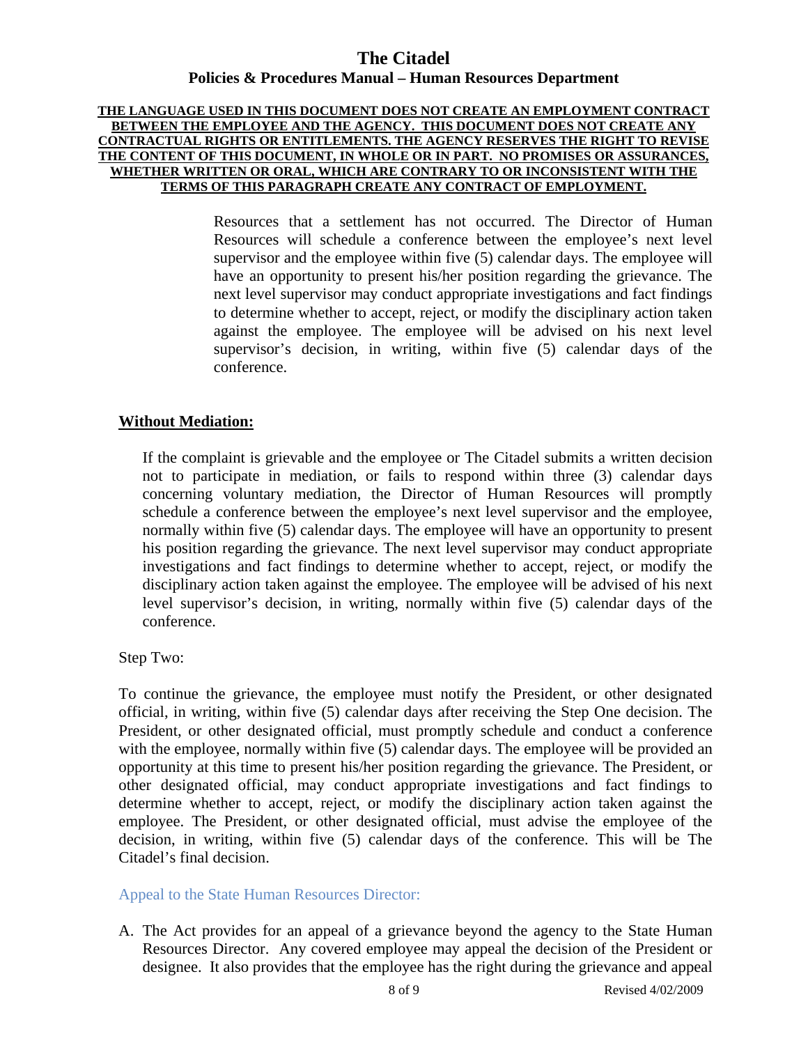Resources that a settlement has not occurred. The Director of Human Resources will schedule a conference between the employee's next level supervisor and the employee within five (5) calendar days. The employee will have an opportunity to present his/her position regarding the grievance. The next level supervisor may conduct appropriate investigations and fact findings to determine whether to accept, reject, or modify the disciplinary action taken against the employee. The employee will be advised on his next level supervisor's decision, in writing, within five (5) calendar days of the conference.

**Without Mediation:**

If the complaint is grievable and the employee or The Citadel submits a written decision not to participate in mediation, or fails to respond within three (3) calendar days concerning voluntary mediation, the Director of Human Resources will promptly schedule a conference between the employee's next level supervisor and the employee, normally within five (5) calendar days. The employee will have an opportunity to present his position regarding the grievance. The next level supervisor may conduct appropriate investigations and fact findings to determine whether to accept, reject, or modify the disciplinary action taken against the employee. The employee will be advised of his next level supervisor's decision, in writing, normally within five (5) calendar days of the conference.

Step Two:

To continue the grievance, the employee must notify the President, or other designated official, in writing, within five (5) calendar days after receiving the Step One decision. The President, or other designated official, must promptly schedule and conduct a conference with the employee, normally within five (5) calendar days. The employee will be provided an opportunity at this time to present his/her position regarding the grievance. The President, or other designated official, may conduct appropriate investigations and fact findings to determine whether to accept, reject, or modify the disciplinary action taken against the employee. The President, or other designated official, must advise the employee of the decision, in writing, within five (5) calendar days of the conference. This will be The Citadel's final decision.

### Appeal to the State Human Resources Director:

A. The Act provides for an appeal of a grievance beyond the agency to the State Human Resources Director. Any covered employee may appeal the decision of the President or designee. It also provides that the employee has the right during the grievance and appeal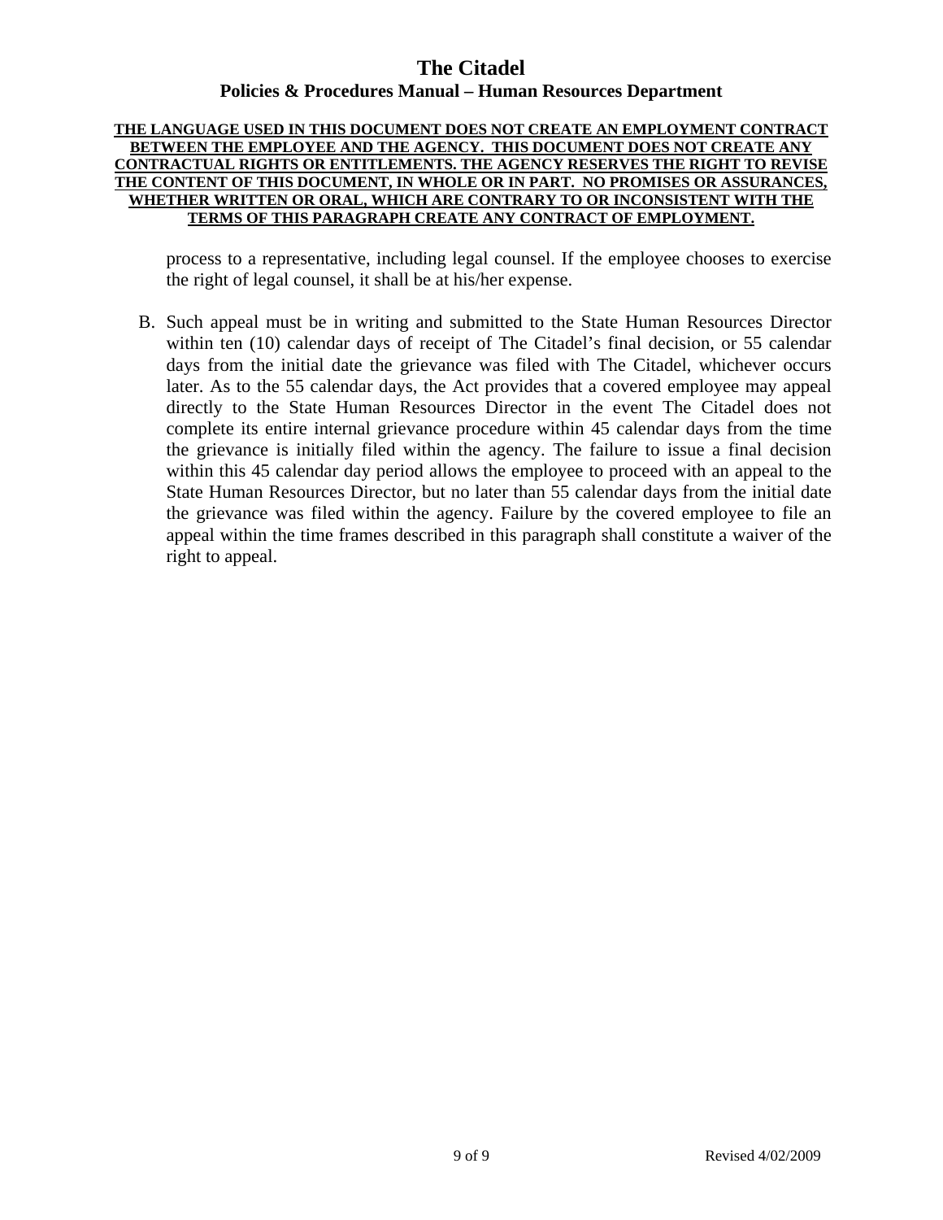process to a representative, including legal counsel. If the employee chooses to exercise the right of legal counsel, it shall be at his/her expense.

B. Such appeal must be in writing and submitted to the State Human Resources Director within ten (10) calendar days of receipt of The Citadel's final decision, or 55 calendar days from the initial date the grievance was filed with The Citadel, whichever occurs later. As to the 55 calendar days, the Act provides that a covered employee may appeal directly to the State Human Resources Director in the event The Citadel does not complete its entire internal grievance procedure within 45 calendar days from the time the grievance is initially filed within the agency. The failure to issue a final decision within this 45 calendar day period allows the employee to proceed with an appeal to the State Human Resources Director, but no later than 55 calendar days from the initial date the grievance was filed within the agency. Failure by the covered employee to file an appeal within the time frames described in this paragraph shall constitute a waiver of the right to appeal.